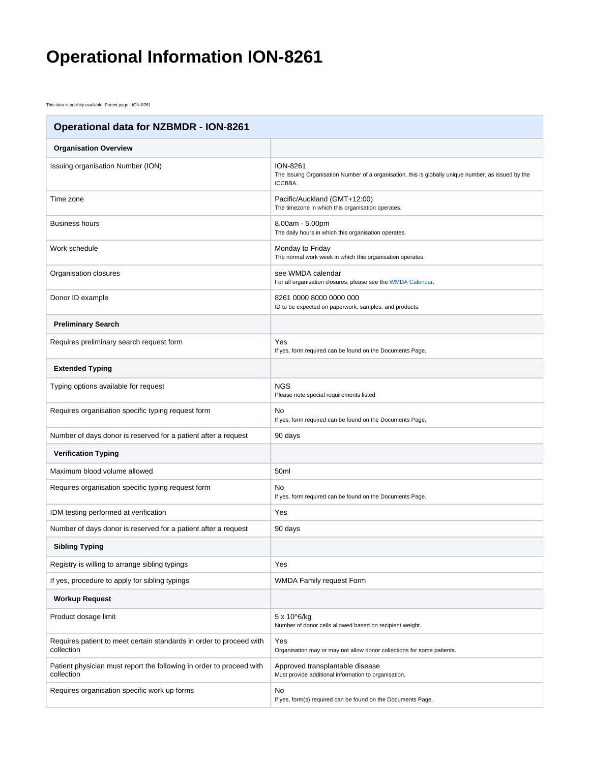# Operational Information ION-8261

This data is publicly available. Parent page : ION-8261

| Operational data for NZBMDR - ION-8261 | |
|---|---|
| **Organisation Overview** | |
| Issuing organisation Number (ION) | ION-8261<br>The Issuing Organisation Number of a organisation, this is globally unique number, as issued by the ICCBBA. |
| Time zone | Pacific/Auckland (GMT+12:00)<br>The timezone in which this organisation operates. |
| Business hours | 8.00am - 5.00pm<br>The daily hours in which this organisation operates. |
| Work schedule | Monday to Friday<br>The normal work week in which this organisation operates. |
| Organisation closures | see WMDA calendar<br>For all organisation closures, please see the WMDA Calendar. |
| Donor ID example | 8261 0000 8000 0000 000<br>ID to be expected on paperwork, samples, and products. |
| **Preliminary Search** | |
| Requires preliminary search request form | Yes<br>If yes, form required can be found on the Documents Page. |
| **Extended Typing** | |
| Typing options available for request | NGS<br>Please note special requirements listed |
| Requires organisation specific typing request form | No<br>If yes, form required can be found on the Documents Page. |
| Number of days donor is reserved for a patient after a request | 90 days |
| **Verification Typing** | |
| Maximum blood volume allowed | 50ml |
| Requires organisation specific typing request form | No<br>If yes, form required can be found on the Documents Page. |
| IDM testing performed at verification | Yes |
| Number of days donor is reserved for a patient after a request | 90 days |
| **Sibling Typing** | |
| Registry is willing to arrange sibling typings | Yes |
| If yes, procedure to apply for sibling typings | WMDA Family request Form |
| **Workup Request** | |
| Product dosage limit | 5 x 10^6/kg<br>Number of donor cells allowed based on recipient weight. |
| Requires patient to meet certain standards in order to proceed with collection | Yes<br>Organisation may or may not allow donor collections for some patients. |
| Patient physician must report the following in order to proceed with collection | Approved transplantable disease<br>Must provide additional information to organisation. |
| Requires organisation specific work up forms | No<br>If yes, form(s) required can be found on the Documents Page. |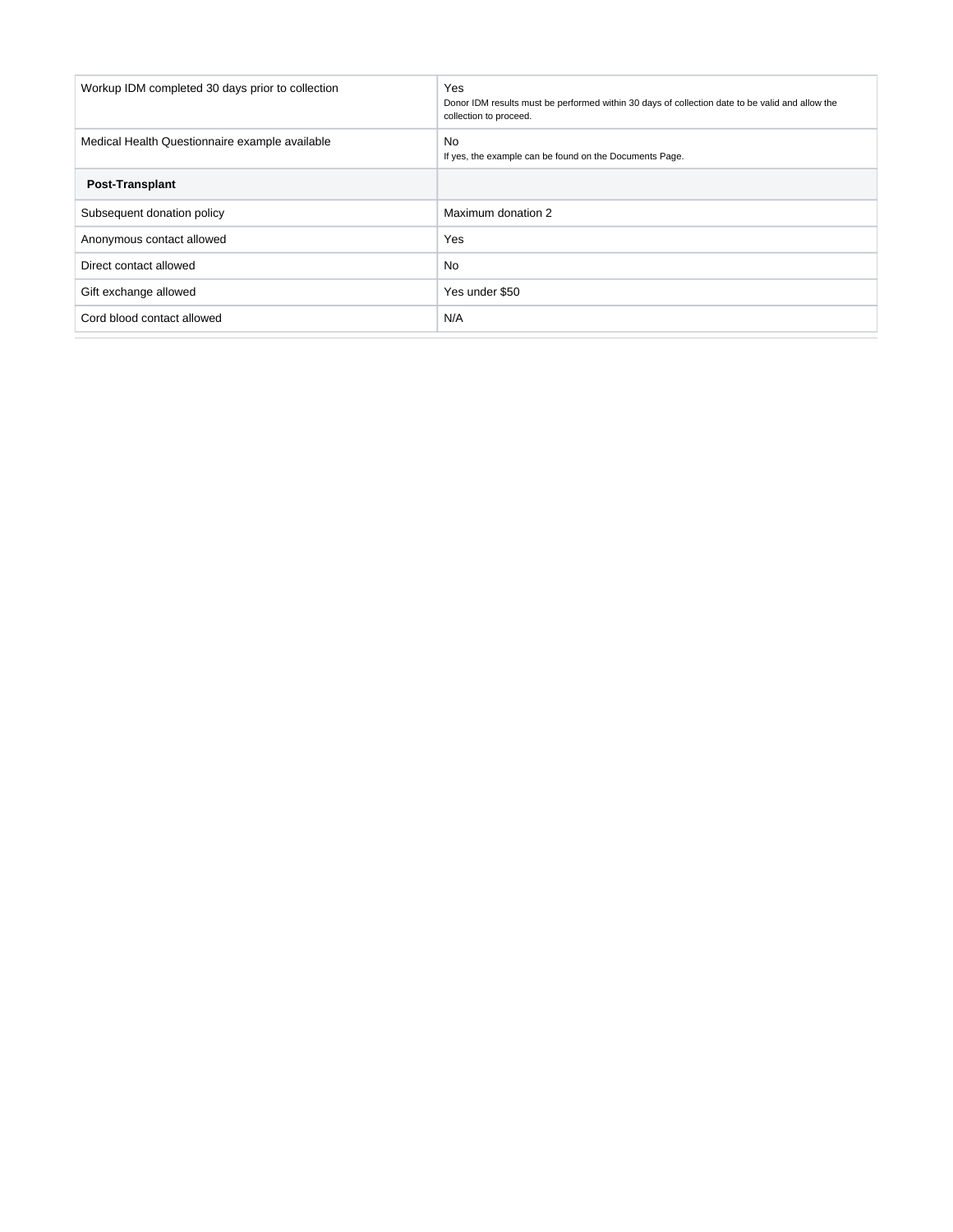| | |
|---|---|
| Workup IDM completed 30 days prior to collection | Yes<br>Donor IDM results must be performed within 30 days of collection date to be valid and allow the collection to proceed. |
| Medical Health Questionnaire example available | No<br>If yes, the example can be found on the Documents Page. |
| **Post-Transplant** | |
| Subsequent donation policy | Maximum donation 2 |
| Anonymous contact allowed | Yes |
| Direct contact allowed | No |
| Gift exchange allowed | Yes under $50 |
| Cord blood contact allowed | N/A |